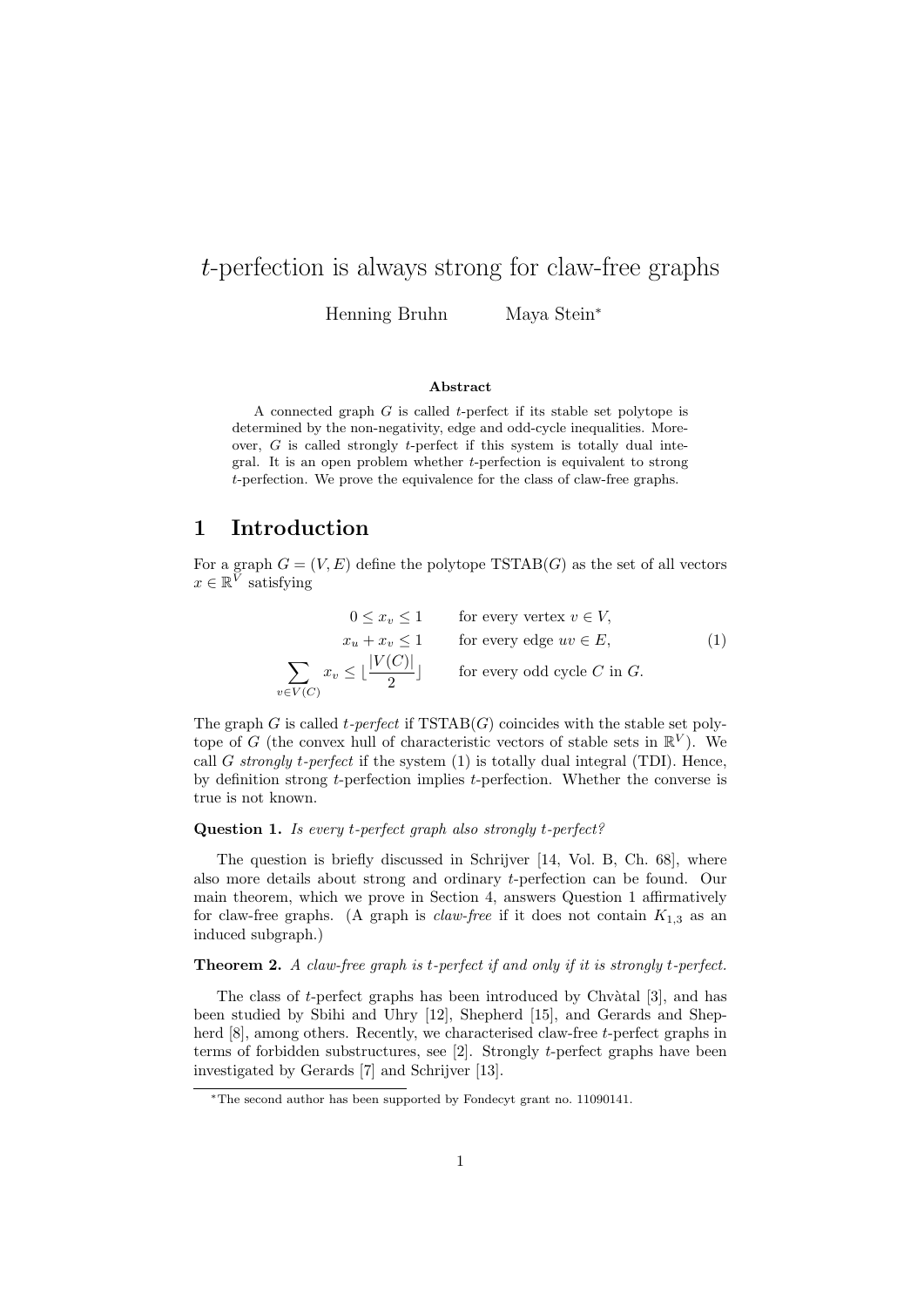# $t$-perfection is always strong for claw-free graphs

Henning Bruhn Maya Stein*

### Abstract

A connected graph $G$ is called $t$-perfect if its stable set polytope is determined by the non-negativity, edge and odd-cycle inequalities. Moreover, $G$ is called strongly $t$-perfect if this system is totally dual integral. It is an open problem whether $t$-perfection is equivalent to strong $t$-perfection. We prove the equivalence for the class of claw-free graphs.

## 1 Introduction

For a graph $G = (V, E)$ define the polytope TSTAB$(G)$ as the set of all vectors $x \in \mathbb{R}^V$ satisfying

$$
\begin{aligned}
0 \leq x_v \leq 1 & \qquad \text{for every vertex } v \in V, \\
x_u + x_v \leq 1 & \qquad \text{for every edge } uv \in E, \\
\sum_{v \in V(C)} x_v \leq \lfloor \frac{|V(C)|}{2} \rfloor & \qquad \text{for every odd cycle } C \text{ in } G.
\end{aligned}
\tag{1}
$$

The graph $G$ is called *$t$-perfect* if TSTAB$(G)$ coincides with the stable set polytope of $G$ (the convex hull of characteristic vectors of stable sets in $\mathbb{R}^V$). We call $G$ *strongly $t$-perfect* if the system (1) is totally dual integral (TDI). Hence, by definition strong $t$-perfection implies $t$-perfection. Whether the converse is true is not known.

**Question 1.** *Is every $t$-perfect graph also strongly $t$-perfect?*

The question is briefly discussed in Schrijver [14, Vol. B, Ch. 68], where also more details about strong and ordinary $t$-perfection can be found. Our main theorem, which we prove in Section 4, answers Question 1 affirmatively for claw-free graphs. (A graph is *claw-free* if it does not contain $K_{1,3}$ as an induced subgraph.)

**Theorem 2.** *A claw-free graph is $t$-perfect if and only if it is strongly $t$-perfect.*

The class of $t$-perfect graphs has been introduced by Chvàtal [3], and has been studied by Sbihi and Uhry [12], Shepherd [15], and Gerards and Shepherd [8], among others. Recently, we characterised claw-free $t$-perfect graphs in terms of forbidden substructures, see [2]. Strongly $t$-perfect graphs have been investigated by Gerards [7] and Schrijver [13].

*The second author has been supported by Fondecyt grant no. 11090141.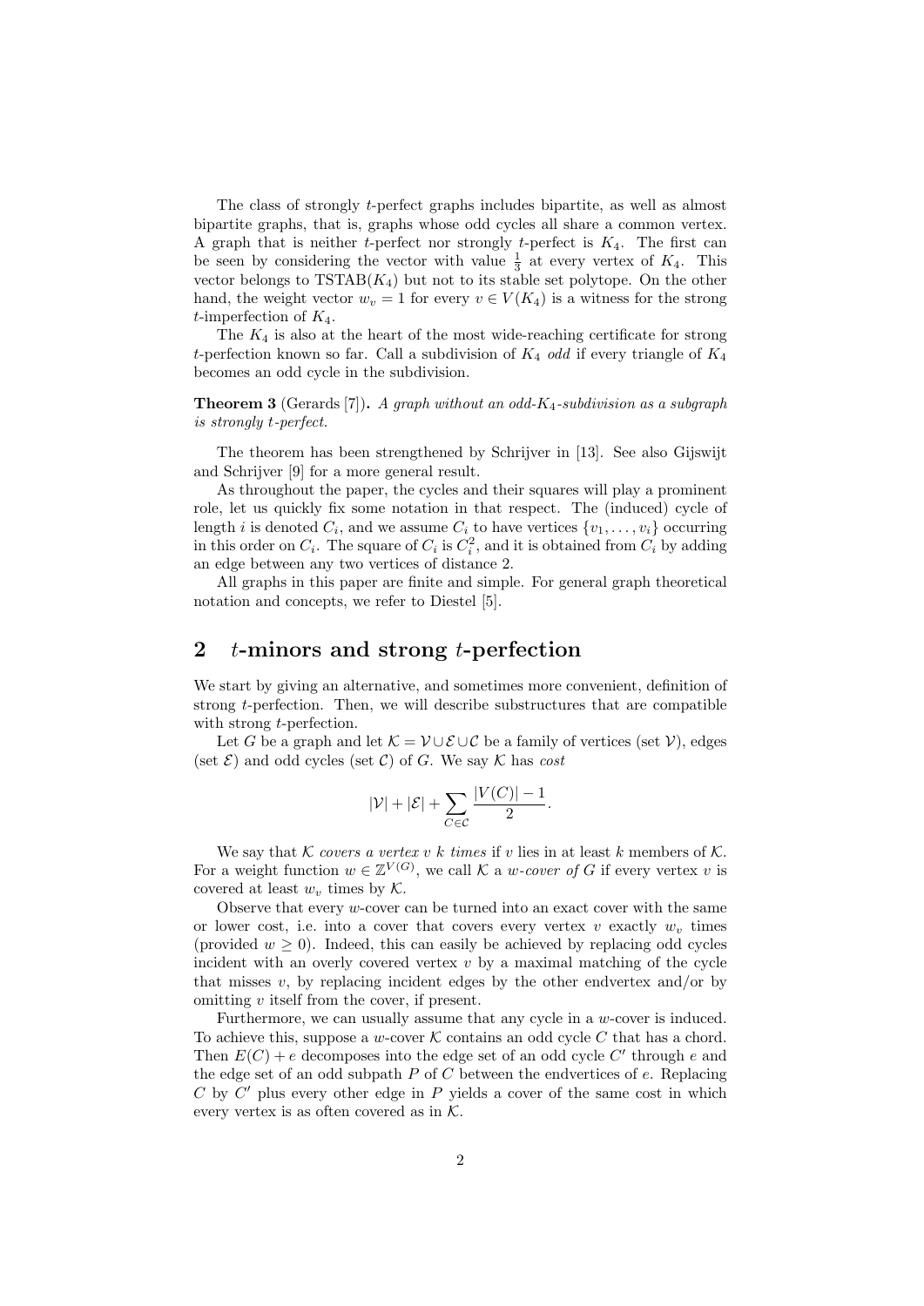The class of strongly $t$-perfect graphs includes bipartite, as well as almost bipartite graphs, that is, graphs whose odd cycles all share a common vertex. A graph that is neither $t$-perfect nor strongly $t$-perfect is $K_4$. The first can be seen by considering the vector with value $\frac{1}{3}$ at every vertex of $K_4$. This vector belongs to $\text{TSTAB}(K_4)$ but not to its stable set polytope. On the other hand, the weight vector $w_v = 1$ for every $v \in V(K_4)$ is a witness for the strong $t$-imperfection of $K_4$.

The $K_4$ is also at the heart of the most wide-reaching certificate for strong $t$-perfection known so far. Call a subdivision of $K_4$ *odd* if every triangle of $K_4$ becomes an odd cycle in the subdivision.

**Theorem 3** (Gerards [7]). *A graph without an odd-$K_4$-subdivision as a subgraph is strongly $t$-perfect.*

The theorem has been strengthened by Schrijver in [13]. See also Gijswijt and Schrijver [9] for a more general result.

As throughout the paper, the cycles and their squares will play a prominent role, let us quickly fix some notation in that respect. The (induced) cycle of length $i$ is denoted $C_i$, and we assume $C_i$ to have vertices $\{v_1, \ldots, v_i\}$ occurring in this order on $C_i$. The square of $C_i$ is $C_i^2$, and it is obtained from $C_i$ by adding an edge between any two vertices of distance 2.

All graphs in this paper are finite and simple. For general graph theoretical notation and concepts, we refer to Diestel [5].

## 2 $t$-minors and strong $t$-perfection

We start by giving an alternative, and sometimes more convenient, definition of strong $t$-perfection. Then, we will describe substructures that are compatible with strong $t$-perfection.

Let $G$ be a graph and let $\mathcal{K} = \mathcal{V} \cup \mathcal{E} \cup \mathcal{C}$ be a family of vertices (set $\mathcal{V}$), edges (set $\mathcal{E}$) and odd cycles (set $\mathcal{C}$) of $G$. We say $\mathcal{K}$ has *cost*

$$|\mathcal{V}| + |\mathcal{E}| + \sum_{C \in \mathcal{C}} \frac{|V(C)| - 1}{2}.$$

We say that $\mathcal{K}$ *covers a vertex $v$ $k$ times* if $v$ lies in at least $k$ members of $\mathcal{K}$. For a weight function $w \in \mathbb{Z}^{V(G)}$, we call $\mathcal{K}$ a *$w$-cover of* $G$ if every vertex $v$ is covered at least $w_v$ times by $\mathcal{K}$.

Observe that every $w$-cover can be turned into an exact cover with the same or lower cost, i.e. into a cover that covers every vertex $v$ exactly $w_v$ times (provided $w \geq 0$). Indeed, this can easily be achieved by replacing odd cycles incident with an overly covered vertex $v$ by a maximal matching of the cycle that misses $v$, by replacing incident edges by the other endvertex and/or by omitting $v$ itself from the cover, if present.

Furthermore, we can usually assume that any cycle in a $w$-cover is induced. To achieve this, suppose a $w$-cover $\mathcal{K}$ contains an odd cycle $C$ that has a chord. Then $E(C) + e$ decomposes into the edge set of an odd cycle $C'$ through $e$ and the edge set of an odd subpath $P$ of $C$ between the endvertices of $e$. Replacing $C$ by $C'$ plus every other edge in $P$ yields a cover of the same cost in which every vertex is as often covered as in $\mathcal{K}$.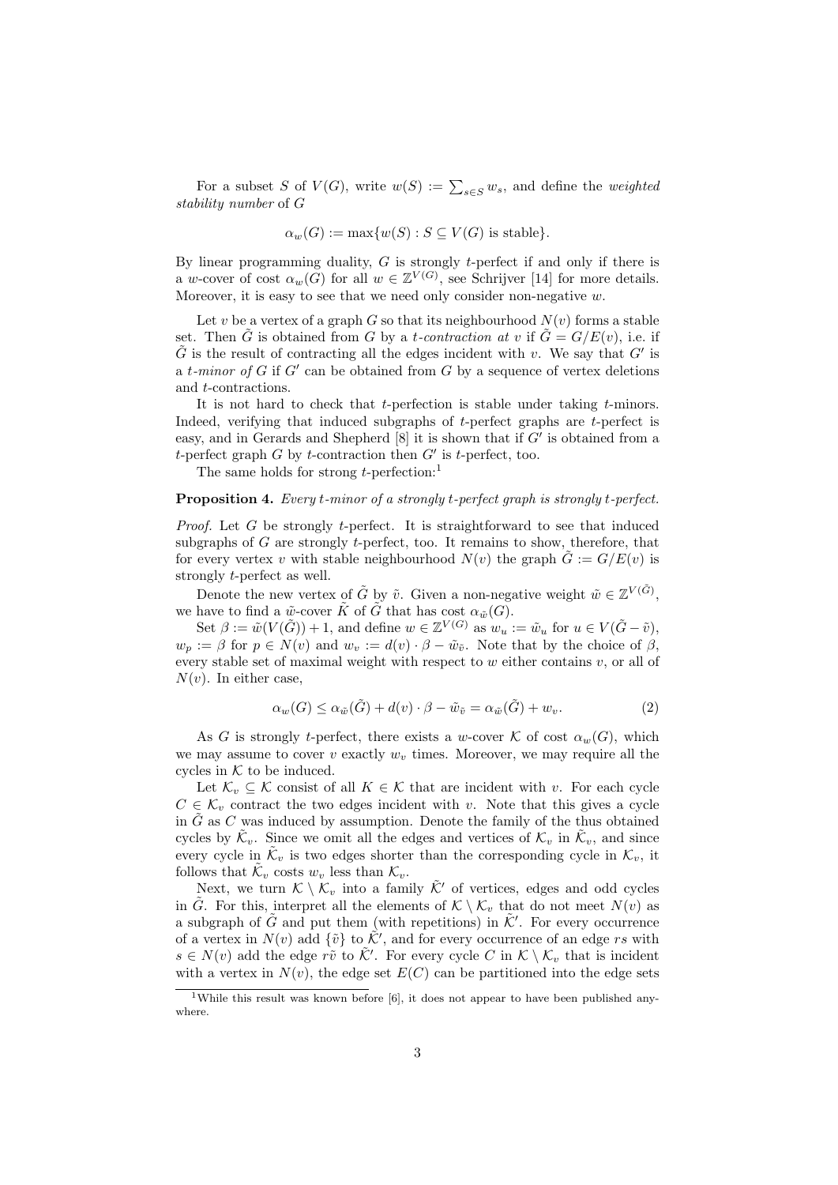For a subset $S$ of $V(G)$, write $w(S) := \sum_{s \in S} w_s$, and define the *weighted stability number* of $G$

$$\alpha_w(G) := \max\{w(S) : S \subseteq V(G) \text{ is stable}\}.$$

By linear programming duality, $G$ is strongly $t$-perfect if and only if there is a $w$-cover of cost $\alpha_w(G)$ for all $w \in \mathbb{Z}^{V(G)}$, see Schrijver [14] for more details. Moreover, it is easy to see that we need only consider non-negative $w$.

Let $v$ be a vertex of a graph $G$ so that its neighbourhood $N(v)$ forms a stable set. Then $\tilde{G}$ is obtained from $G$ by a *t-contraction at* $v$ if $\tilde{G} = G/E(v)$, i.e. if $\tilde{G}$ is the result of contracting all the edges incident with $v$. We say that $G'$ is a *t-minor of* $G$ if $G'$ can be obtained from $G$ by a sequence of vertex deletions and $t$-contractions.

It is not hard to check that $t$-perfection is stable under taking $t$-minors. Indeed, verifying that induced subgraphs of $t$-perfect graphs are $t$-perfect is easy, and in Gerards and Shepherd [8] it is shown that if $G'$ is obtained from a $t$-perfect graph $G$ by $t$-contraction then $G'$ is $t$-perfect, too.

The same holds for strong $t$-perfection:[1]

**Proposition 4.** *Every t-minor of a strongly t-perfect graph is strongly t-perfect.*

*Proof.* Let $G$ be strongly $t$-perfect. It is straightforward to see that induced subgraphs of $G$ are strongly $t$-perfect, too. It remains to show, therefore, that for every vertex $v$ with stable neighbourhood $N(v)$ the graph $\tilde{G} := G/E(v)$ is strongly $t$-perfect as well.

Denote the new vertex of $\tilde{G}$ by $\tilde{v}$. Given a non-negative weight $\tilde{w} \in \mathbb{Z}^{V(\tilde{G})}$, we have to find a $\tilde{w}$-cover $\tilde{K}$ of $\tilde{G}$ that has cost $\alpha_{\tilde{w}}(G)$.

Set $\beta := \tilde{w}(V(\tilde{G})) + 1$, and define $w \in \mathbb{Z}^{V(G)}$ as $w_u := \tilde{w}_u$ for $u \in V(\tilde{G} - \tilde{v})$, $w_p := \beta$ for $p \in N(v)$ and $w_v := d(v) \cdot \beta - \tilde{w}_{\tilde{v}}$. Note that by the choice of $\beta$, every stable set of maximal weight with respect to $w$ either contains $v$, or all of $N(v)$. In either case,

$$\alpha_w(G) \leq \alpha_{\tilde{w}}(\tilde{G}) + d(v) \cdot \beta - \tilde{w}_{\tilde{v}} = \alpha_{\tilde{w}}(\tilde{G}) + w_v. \tag{2}$$

As $G$ is strongly $t$-perfect, there exists a $w$-cover $\mathcal{K}$ of cost $\alpha_w(G)$, which we may assume to cover $v$ exactly $w_v$ times. Moreover, we may require all the cycles in $\mathcal{K}$ to be induced.

Let $\mathcal{K}_v \subseteq \mathcal{K}$ consist of all $K \in \mathcal{K}$ that are incident with $v$. For each cycle $C \in \mathcal{K}_v$ contract the two edges incident with $v$. Note that this gives a cycle in $\tilde{G}$ as $C$ was induced by assumption. Denote the family of the thus obtained cycles by $\tilde{\mathcal{K}}_v$. Since we omit all the edges and vertices of $\mathcal{K}_v$ in $\tilde{\mathcal{K}}_v$, and since every cycle in $\tilde{\mathcal{K}}_v$ is two edges shorter than the corresponding cycle in $\mathcal{K}_v$, it follows that $\tilde{\mathcal{K}}_v$ costs $w_v$ less than $\mathcal{K}_v$.

Next, we turn $\mathcal{K} \setminus \mathcal{K}_v$ into a family $\tilde{\mathcal{K}}'$ of vertices, edges and odd cycles in $\tilde{G}$. For this, interpret all the elements of $\mathcal{K} \setminus \mathcal{K}_v$ that do not meet $N(v)$ as a subgraph of $\tilde{G}$ and put them (with repetitions) in $\tilde{\mathcal{K}}'$. For every occurrence of a vertex in $N(v)$ add $\{\tilde{v}\}$ to $\tilde{\mathcal{K}}'$, and for every occurrence of an edge $rs$ with $s \in N(v)$ add the edge $r\tilde{v}$ to $\tilde{\mathcal{K}}'$. For every cycle $C$ in $\mathcal{K} \setminus \mathcal{K}_v$ that is incident with a vertex in $N(v)$, the edge set $E(C)$ can be partitioned into the edge sets

[1] While this result was known before [6], it does not appear to have been published anywhere.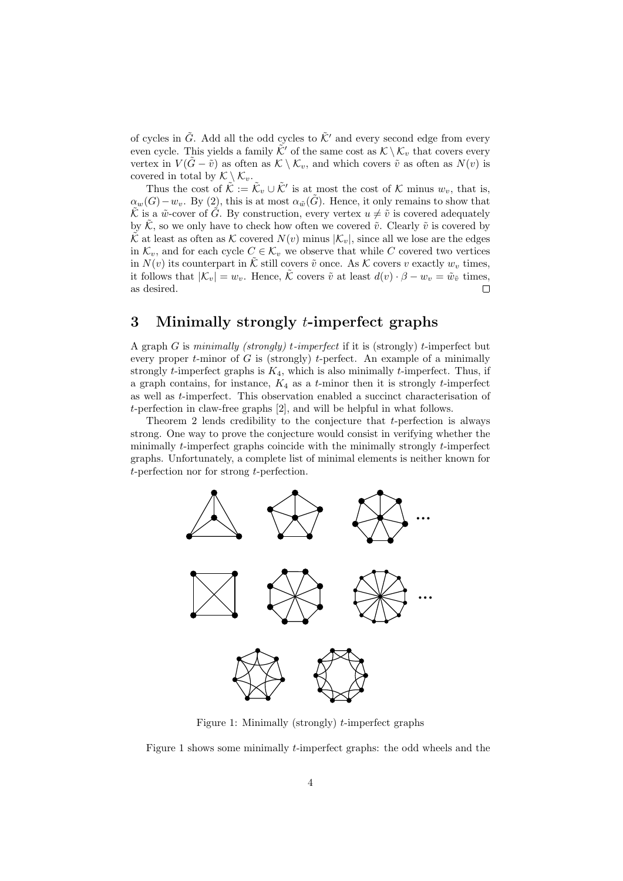of cycles in $\tilde{G}$. Add all the odd cycles to $\tilde{\mathcal{K}}'$ and every second edge from every even cycle. This yields a family $\tilde{\mathcal{K}}'$ of the same cost as $\mathcal{K} \setminus \mathcal{K}_v$ that covers every vertex in $V(\tilde{G} - \tilde{v})$ as often as $\mathcal{K} \setminus \mathcal{K}_v$, and which covers $\tilde{v}$ as often as $N(v)$ is covered in total by $\mathcal{K} \setminus \mathcal{K}_v$.

Thus the cost of $\tilde{\mathcal{K}} := \tilde{\mathcal{K}}_v \cup \tilde{\mathcal{K}}'$ is at most the cost of $\mathcal{K}$ minus $w_v$, that is, $\alpha_w(G) - w_v$. By (2), this is at most $\alpha_{\tilde{w}}(\tilde{G})$. Hence, it only remains to show that $\tilde{\mathcal{K}}$ is a $\tilde{w}$-cover of $\tilde{G}$. By construction, every vertex $u \neq \tilde{v}$ is covered adequately by $\tilde{\mathcal{K}}$, so we only have to check how often we covered $\tilde{v}$. Clearly $\tilde{v}$ is covered by $\tilde{\mathcal{K}}$ at least as often as $\mathcal{K}$ covered $N(v)$ minus $|\mathcal{K}_v|$, since all we lose are the edges in $\mathcal{K}_v$, and for each cycle $C \in \mathcal{K}_v$ we observe that while $C$ covered two vertices in $N(v)$ its counterpart in $\tilde{\mathcal{K}}$ still covers $\tilde{v}$ once. As $\mathcal{K}$ covers $v$ exactly $w_v$ times, it follows that $|\mathcal{K}_v| = w_v$. Hence, $\tilde{\mathcal{K}}$ covers $\tilde{v}$ at least $d(v) \cdot \beta - w_v = \tilde{w}_{\tilde{v}}$ times, as desired. □

## 3 Minimally strongly $t$-imperfect graphs

A graph $G$ is *minimally (strongly) $t$-imperfect* if it is (strongly) $t$-imperfect but every proper $t$-minor of $G$ is (strongly) $t$-perfect. An example of a minimally strongly $t$-imperfect graphs is $K_4$, which is also minimally $t$-imperfect. Thus, if a graph contains, for instance, $K_4$ as a $t$-minor then it is strongly $t$-imperfect as well as $t$-imperfect. This observation enabled a succinct characterisation of $t$-perfection in claw-free graphs [2], and will be helpful in what follows.

Theorem 2 lends credibility to the conjecture that $t$-perfection is always strong. One way to prove the conjecture would consist in verifying whether the minimally $t$-imperfect graphs coincide with the minimally strongly $t$-imperfect graphs. Unfortunately, a complete list of minimal elements is neither known for $t$-perfection nor for strong $t$-perfection.

Figure 1: Minimally (strongly) $t$-imperfect graphs

Figure 1 shows some minimally $t$-imperfect graphs: the odd wheels and the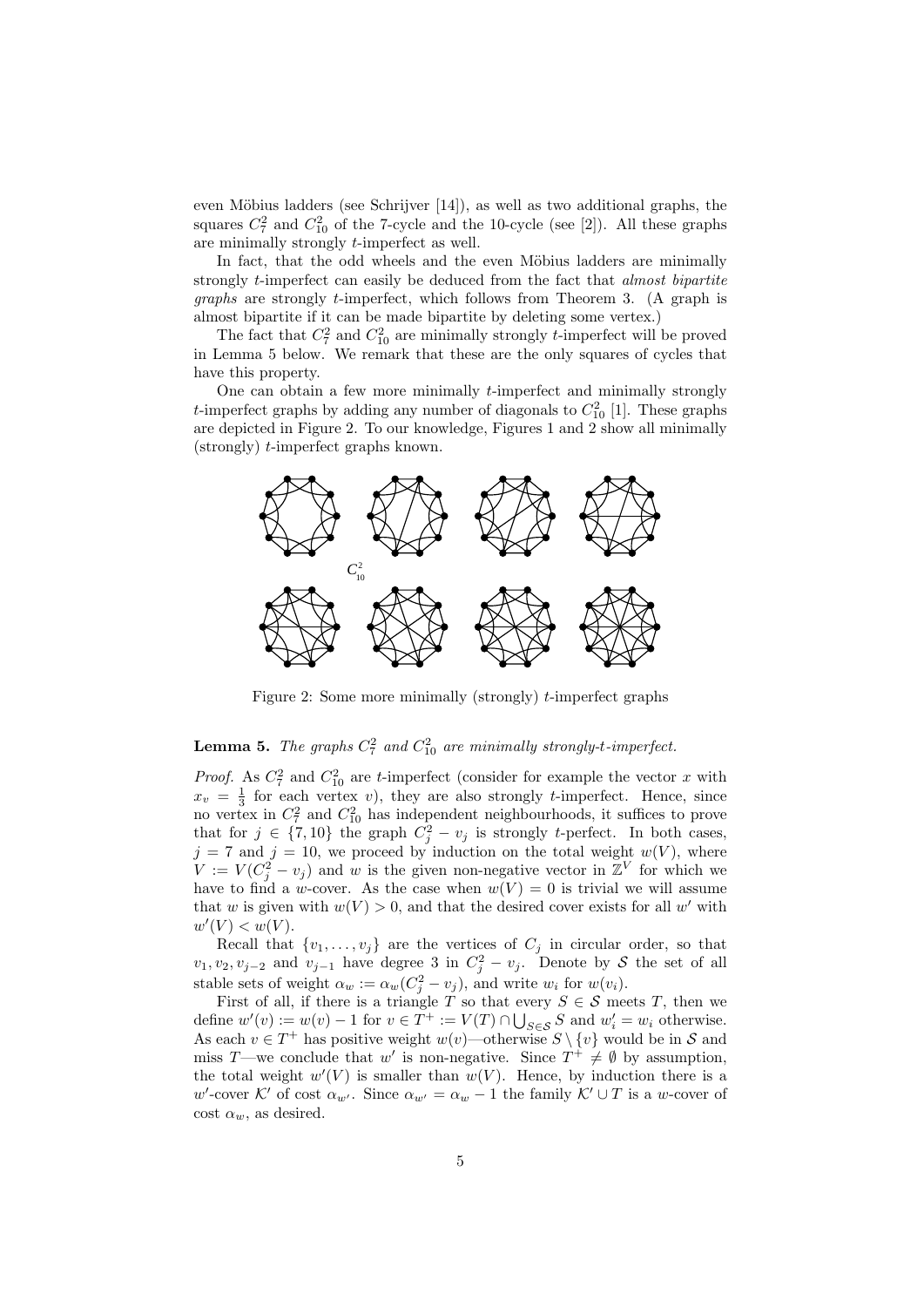even Möbius ladders (see Schrijver [14]), as well as two additional graphs, the squares $C_7^2$ and $C_{10}^2$ of the 7-cycle and the 10-cycle (see [2]). All these graphs are minimally strongly $t$-imperfect as well.

In fact, that the odd wheels and the even Möbius ladders are minimally strongly $t$-imperfect can easily be deduced from the fact that *almost bipartite graphs* are strongly $t$-imperfect, which follows from Theorem 3. (A graph is almost bipartite if it can be made bipartite by deleting some vertex.)

The fact that $C_7^2$ and $C_{10}^2$ are minimally strongly $t$-imperfect will be proved in Lemma 5 below. We remark that these are the only squares of cycles that have this property.

One can obtain a few more minimally $t$-imperfect and minimally strongly $t$-imperfect graphs by adding any number of diagonals to $C_{10}^2$ [1]. These graphs are depicted in Figure 2. To our knowledge, Figures 1 and 2 show all minimally (strongly) $t$-imperfect graphs known.

$C_{10}^2$

Figure 2: Some more minimally (strongly) $t$-imperfect graphs

**Lemma 5.** *The graphs $C_7^2$ and $C_{10}^2$ are minimally strongly-t-imperfect.*

*Proof.* As $C_7^2$ and $C_{10}^2$ are $t$-imperfect (consider for example the vector $x$ with $x_v = \frac{1}{3}$ for each vertex $v$), they are also strongly $t$-imperfect. Hence, since no vertex in $C_7^2$ and $C_{10}^2$ has independent neighbourhoods, it suffices to prove that for $j \in \{7, 10\}$ the graph $C_j^2 - v_j$ is strongly $t$-perfect. In both cases, $j = 7$ and $j = 10$, we proceed by induction on the total weight $w(V)$, where $V := V(C_j^2 - v_j)$ and $w$ is the given non-negative vector in $\mathbb{Z}^V$ for which we have to find a $w$-cover. As the case when $w(V) = 0$ is trivial we will assume that $w$ is given with $w(V) > 0$, and that the desired cover exists for all $w'$ with $w'(V) < w(V)$.

Recall that $\{v_1, \ldots, v_j\}$ are the vertices of $C_j$ in circular order, so that $v_1, v_2, v_{j-2}$ and $v_{j-1}$ have degree 3 in $C_j^2 - v_j$. Denote by $\mathcal{S}$ the set of all stable sets of weight $\alpha_w := \alpha_w(C_j^2 - v_j)$, and write $w_i$ for $w(v_i)$.

First of all, if there is a triangle $T$ so that every $S \in \mathcal{S}$ meets $T$, then we define $w'(v) := w(v) - 1$ for $v \in T^+ := V(T) \cap \bigcup_{S \in \mathcal{S}} S$ and $w'_i = w_i$ otherwise. As each $v \in T^+$ has positive weight $w(v)$—otherwise $S \setminus \{v\}$ would be in $\mathcal{S}$ and miss $T$—we conclude that $w'$ is non-negative. Since $T^+ \neq \emptyset$ by assumption, the total weight $w'(V)$ is smaller than $w(V)$. Hence, by induction there is a $w'$-cover $\mathcal{K}'$ of cost $\alpha_{w'}$. Since $\alpha_{w'} = \alpha_w - 1$ the family $\mathcal{K}' \cup T$ is a $w$-cover of cost $\alpha_w$, as desired.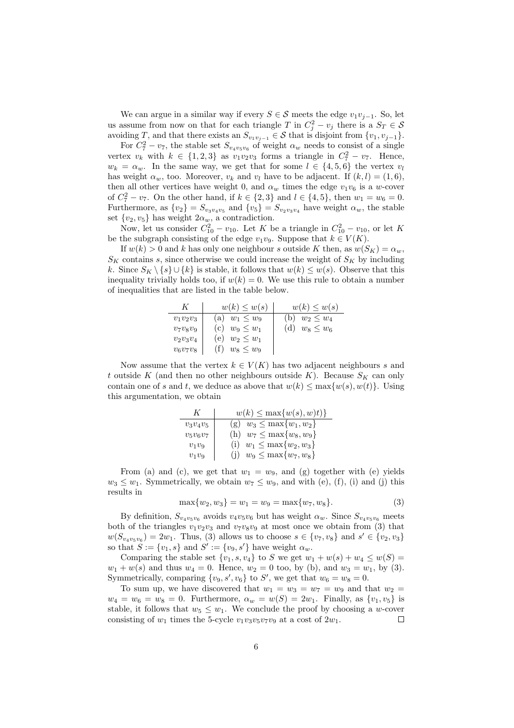We can argue in a similar way if every $S \in \mathcal{S}$ meets the edge $v_1v_{j-1}$. So, let us assume from now on that for each triangle $T$ in $C_j^2 - v_j$ there is a $S_T \in \mathcal{S}$ avoiding $T$, and that there exists an $S_{v_1v_{j-1}} \in \mathcal{S}$ that is disjoint from $\{v_1, v_{j-1}\}$.

For $C_7^2 - v_7$, the stable set $S_{v_4v_5v_6}$ of weight $\alpha_w$ needs to consist of a single vertex $v_k$ with $k \in \{1, 2, 3\}$ as $v_1v_2v_3$ forms a triangle in $C_7^2 - v_7$. Hence, $w_k = \alpha_w$. In the same way, we get that for some $l \in \{4, 5, 6\}$ the vertex $v_l$ has weight $\alpha_w$, too. Moreover, $v_k$ and $v_l$ have to be adjacent. If $(k, l) = (1, 6)$, then all other vertices have weight 0, and $\alpha_w$ times the edge $v_1v_6$ is a $w$-cover of $C_7^2 - v_7$. On the other hand, if $k \in \{2, 3\}$ and $l \in \{4, 5\}$, then $w_1 = w_6 = 0$. Furthermore, as $\{v_2\} = S_{v_3v_4v_5}$ and $\{v_5\} = S_{v_2v_3v_4}$ have weight $\alpha_w$, the stable set $\{v_2, v_5\}$ has weight $2\alpha_w$, a contradiction.

Now, let us consider $C_{10}^2 - v_{10}$. Let $K$ be a triangle in $C_{10}^2 - v_{10}$, or let $K$ be the subgraph consisting of the edge $v_1v_9$. Suppose that $k \in V(K)$.

If $w(k) > 0$ and $k$ has only one neighbour $s$ outside $K$ then, as $w(S_K) = \alpha_w$, $S_K$ contains $s$, since otherwise we could increase the weight of $S_K$ by including $k$. Since $S_K \setminus \{s\} \cup \{k\}$ is stable, it follows that $w(k) \leq w(s)$. Observe that this inequality trivially holds too, if $w(k) = 0$. We use this rule to obtain a number of inequalities that are listed in the table below.

| $K$ | $w(k) \leq w(s)$ | $w(k) \leq w(s)$ |
|---|---|---|
| $v_1v_2v_3$ | (a) $w_1 \leq w_9$ | (b) $w_2 \leq w_4$ |
| $v_7v_8v_9$ | (c) $w_9 \leq w_1$ | (d) $w_8 \leq w_6$ |
| $v_2v_3v_4$ | (e) $w_2 \leq w_1$ | |
| $v_6v_7v_8$ | (f) $w_8 \leq w_9$ | |

Now assume that the vertex $k \in V(K)$ has two adjacent neighbours $s$ and $t$ outside $K$ (and then no other neighbours outside $K$). Because $S_K$ can only contain one of $s$ and $t$, we deduce as above that $w(k) \leq \max\{w(s), w(t)\}$. Using this argumentation, we obtain

| $K$ | $w(k) \leq \max\{w(s), w)t)\}$ |
|---|---|
| $v_3v_4v_5$ | (g) $w_3 \leq \max\{w_1, w_2\}$ |
| $v_5v_6v_7$ | (h) $w_7 \leq \max\{w_8, w_9\}$ |
| $v_1v_9$ | (i) $w_1 \leq \max\{w_2, w_3\}$ |
| $v_1v_9$ | (j) $w_9 \leq \max\{w_7, w_8\}$ |

From (a) and (c), we get that $w_1 = w_9$, and (g) together with (e) yields $w_3 \leq w_1$. Symmetrically, we obtain $w_7 \leq w_9$, and with (e), (f), (i) and (j) this results in

$$\max\{w_2, w_3\} = w_1 = w_9 = \max\{w_7, w_8\}. \tag{3}$$

By definition, $S_{v_4v_5v_6}$ avoids $v_4v_5v_6$ but has weight $\alpha_w$. Since $S_{v_4v_5v_6}$ meets both of the triangles $v_1v_2v_3$ and $v_7v_8v_9$ at most once we obtain from (3) that $w(S_{v_4v_5v_6}) = 2w_1$. Thus, (3) allows us to choose $s \in \{v_7, v_8\}$ and $s' \in \{v_2, v_3\}$ so that $S := \{v_1, s\}$ and $S' := \{v_9, s'\}$ have weight $\alpha_w$.

Comparing the stable set $\{v_1, s, v_4\}$ to $S$ we get $w_1 + w(s) + w_4 \leq w(S) = w_1 + w(s)$ and thus $w_4 = 0$. Hence, $w_2 = 0$ too, by (b), and $w_3 = w_1$, by (3). Symmetrically, comparing $\{v_9, s', v_6\}$ to $S'$, we get that $w_6 = w_8 = 0$.

To sum up, we have discovered that $w_1 = w_3 = w_7 = w_9$ and that $w_2 = w_4 = w_6 = w_8 = 0$. Furthermore, $\alpha_w = w(S) = 2w_1$. Finally, as $\{v_1, v_5\}$ is stable, it follows that $w_5 \leq w_1$. We conclude the proof by choosing a $w$-cover consisting of $w_1$ times the 5-cycle $v_1v_3v_5v_7v_9$ at a cost of $2w_1$. $\square$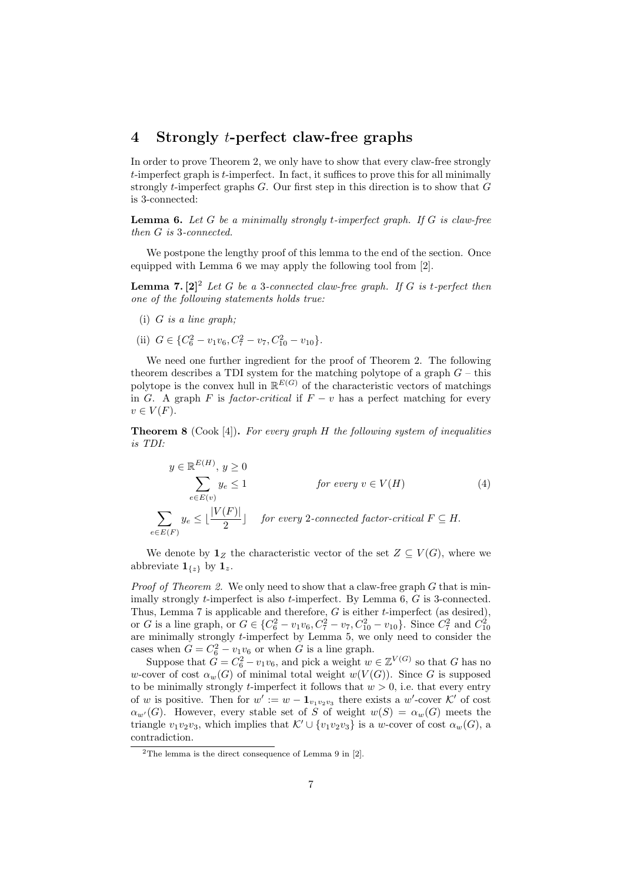## 4 Strongly $t$-perfect claw-free graphs

In order to prove Theorem 2, we only have to show that every claw-free strongly $t$-imperfect graph is $t$-imperfect. In fact, it suffices to prove this for all minimally strongly $t$-imperfect graphs $G$. Our first step in this direction is to show that $G$ is 3-connected:

**Lemma 6.** *Let $G$ be a minimally strongly $t$-imperfect graph. If $G$ is claw-free then $G$ is 3-connected.*

We postpone the lengthy proof of this lemma to the end of the section. Once equipped with Lemma 6 we may apply the following tool from [2].

**Lemma 7. [2]**[2] *Let $G$ be a 3-connected claw-free graph. If $G$ is $t$-perfect then one of the following statements holds true:*

(i) *$G$ is a line graph;*

(ii) *$G \in \{C_6^2 - v_1v_6, C_7^2 - v_7, C_{10}^2 - v_{10}\}$.*

We need one further ingredient for the proof of Theorem 2. The following theorem describes a TDI system for the matching polytope of a graph $G$ – this polytope is the convex hull in $\mathbb{R}^{E(G)}$ of the characteristic vectors of matchings in $G$. A graph $F$ is *factor-critical* if $F - v$ has a perfect matching for every $v \in V(F)$.

**Theorem 8** (Cook [4])**.** *For every graph $H$ the following system of inequalities is TDI:*

$$
\begin{aligned}
&y \in \mathbb{R}^{E(H)},\ y \geq 0 \\
&\sum_{e \in E(v)} y_e \leq 1 \qquad \text{for every } v \in V(H) \\
&\sum_{e \in E(F)} y_e \leq \lfloor \frac{|V(F)|}{2} \rfloor \quad \text{for every 2-connected factor-critical } F \subseteq H.
\end{aligned}
\tag{4}
$$

We denote by $\mathbf{1}_Z$ the characteristic vector of the set $Z \subseteq V(G)$, where we abbreviate $\mathbf{1}_{\{z\}}$ by $\mathbf{1}_z$.

*Proof of Theorem 2.* We only need to show that a claw-free graph $G$ that is minimally strongly $t$-imperfect is also $t$-imperfect. By Lemma 6, $G$ is 3-connected. Thus, Lemma 7 is applicable and therefore, $G$ is either $t$-imperfect (as desired), or $G$ is a line graph, or $G \in \{C_6^2 - v_1v_6, C_7^2 - v_7, C_{10}^2 - v_{10}\}$. Since $C_7^2$ and $C_{10}^2$ are minimally strongly $t$-imperfect by Lemma 5, we only need to consider the cases when $G = C_6^2 - v_1v_6$ or when $G$ is a line graph.

Suppose that $G = C_6^2 - v_1v_6$, and pick a weight $w \in \mathbb{Z}^{V(G)}$ so that $G$ has no $w$-cover of cost $\alpha_w(G)$ of minimal total weight $w(V(G))$. Since $G$ is supposed to be minimally strongly $t$-imperfect it follows that $w > 0$, i.e. that every entry of $w$ is positive. Then for $w' := w - \mathbf{1}_{v_1v_2v_3}$ there exists a $w'$-cover $\mathcal{K}'$ of cost $\alpha_{w'}(G)$. However, every stable set of $S$ of weight $w(S) = \alpha_w(G)$ meets the triangle $v_1v_2v_3$, which implies that $\mathcal{K}' \cup \{v_1v_2v_3\}$ is a $w$-cover of cost $\alpha_w(G)$, a contradiction.

[2]The lemma is the direct consequence of Lemma 9 in [2].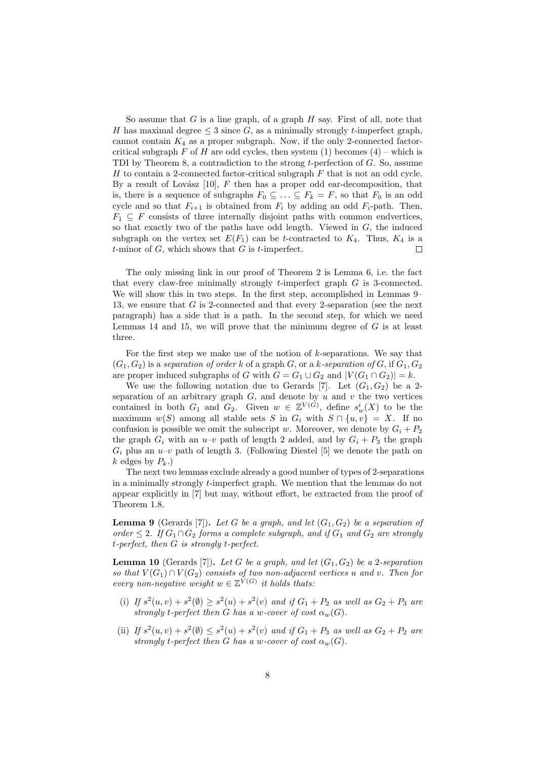So assume that $G$ is a line graph, of a graph $H$ say. First of all, note that $H$ has maximal degree $\leq 3$ since $G$, as a minimally strongly $t$-imperfect graph, cannot contain $K_4$ as a proper subgraph. Now, if the only 2-connected factor-critical subgraph $F$ of $H$ are odd cycles, then system (1) becomes (4) – which is TDI by Theorem 8, a contradiction to the strong $t$-perfection of $G$. So, assume $H$ to contain a 2-connected factor-critical subgraph $F$ that is not an odd cycle. By a result of Lovász [10], $F$ then has a proper odd ear-decomposition, that is, there is a sequence of subgraphs $F_0 \subseteq \ldots \subseteq F_k = F$, so that $F_0$ is an odd cycle and so that $F_{i+1}$ is obtained from $F_i$ by adding an odd $F_i$-path. Then, $F_1 \subseteq F$ consists of three internally disjoint paths with common endvertices, so that exactly two of the paths have odd length. Viewed in $G$, the induced subgraph on the vertex set $E(F_1)$ can be $t$-contracted to $K_4$. Thus, $K_4$ is a $t$-minor of $G$, which shows that $G$ is $t$-imperfect. □

The only missing link in our proof of Theorem 2 is Lemma 6, i.e. the fact that every claw-free minimally strongly $t$-imperfect graph $G$ is 3-connected. We will show this in two steps. In the first step, accomplished in Lemmas 9–13, we ensure that $G$ is 2-connected and that every 2-separation (see the next paragraph) has a side that is a path. In the second step, for which we need Lemmas 14 and 15, we will prove that the minimum degree of $G$ is at least three.

For the first step we make use of the notion of $k$-separations. We say that $(G_1, G_2)$ is a *separation of order* $k$ of a graph $G$, or a *$k$-separation of* $G$, if $G_1, G_2$ are proper induced subgraphs of $G$ with $G = G_1 \cup G_2$ and $|V(G_1 \cap G_2)| = k$.

We use the following notation due to Gerards [7]. Let $(G_1, G_2)$ be a 2-separation of an arbitrary graph $G$, and denote by $u$ and $v$ the two vertices contained in both $G_1$ and $G_2$. Given $w \in \mathbb{Z}^{V(G)}$, define $s^i_w(X)$ to be the maximum $w(S)$ among all stable sets $S$ in $G_i$ with $S \cap \{u, v\} = X$. If no confusion is possible we omit the subscript $w$. Moreover, we denote by $G_i + P_2$ the graph $G_i$ with an $u$–$v$ path of length 2 added, and by $G_i + P_3$ the graph $G_i$ plus an $u$–$v$ path of length 3. (Following Diestel [5] we denote the path on $k$ edges by $P_k$.)

The next two lemmas exclude already a good number of types of 2-separations in a minimally strongly $t$-imperfect graph. We mention that the lemmas do not appear explicitly in [7] but may, without effort, be extracted from the proof of Theorem 1.8.

**Lemma 9** (Gerards [7])**.** *Let $G$ be a graph, and let $(G_1, G_2)$ be a separation of order $\leq 2$. If $G_1 \cap G_2$ forms a complete subgraph, and if $G_1$ and $G_2$ are strongly $t$-perfect, then $G$ is strongly $t$-perfect.*

**Lemma 10** (Gerards [7])**.** *Let $G$ be a graph, and let $(G_1, G_2)$ be a 2-separation so that $V(G_1) \cap V(G_2)$ consists of two non-adjacent vertices $u$ and $v$. Then for every non-negative weight $w \in \mathbb{Z}^{V(G)}$ it holds thats:*

- (i) *If $s^2(u, v) + s^2(\emptyset) \geq s^2(u) + s^2(v)$ and if $G_1 + P_2$ as well as $G_2 + P_3$ are strongly $t$-perfect then $G$ has a $w$-cover of cost $\alpha_w(G)$.*
- (ii) *If $s^2(u, v) + s^2(\emptyset) \leq s^2(u) + s^2(v)$ and if $G_1 + P_3$ as well as $G_2 + P_2$ are strongly $t$-perfect then $G$ has a $w$-cover of cost $\alpha_w(G)$.*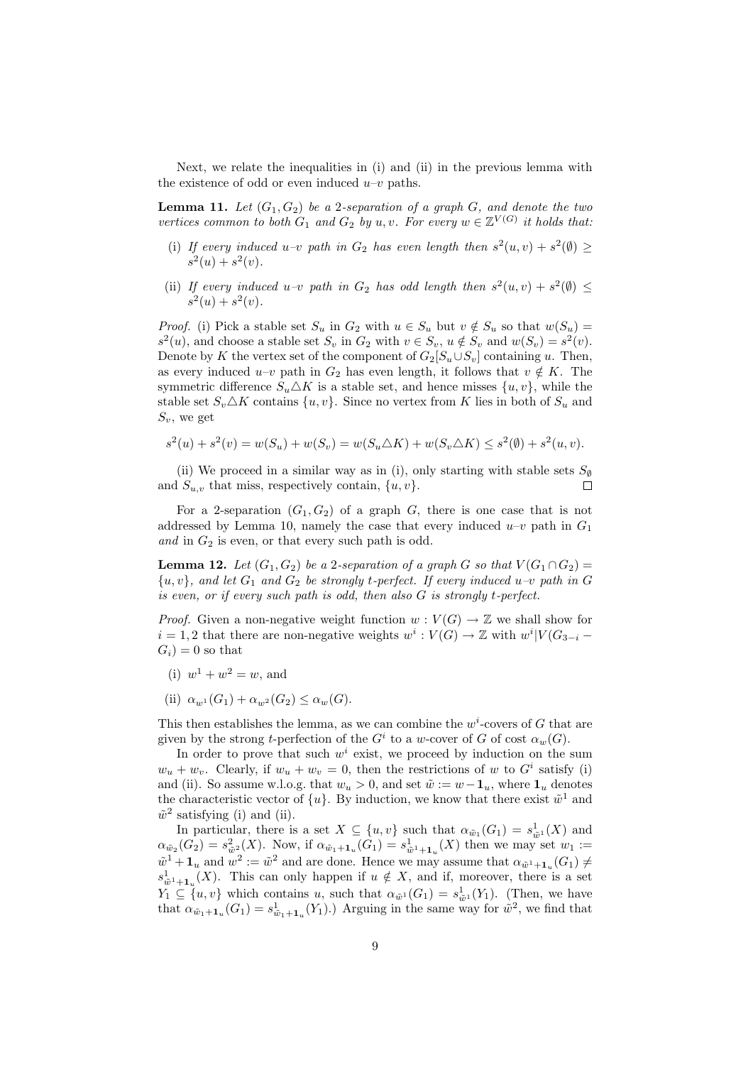Next, we relate the inequalities in (i) and (ii) in the previous lemma with the existence of odd or even induced $u$–$v$ paths.

**Lemma 11.** *Let $(G_1, G_2)$ be a 2-separation of a graph $G$, and denote the two vertices common to both $G_1$ and $G_2$ by $u, v$. For every $w \in \mathbb{Z}^{V(G)}$ it holds that:*

(i) *If every induced $u$–$v$ path in $G_2$ has even length then $s^2(u,v) + s^2(\emptyset) \geq s^2(u) + s^2(v)$.*

(ii) *If every induced $u$–$v$ path in $G_2$ has odd length then $s^2(u,v) + s^2(\emptyset) \leq s^2(u) + s^2(v)$.*

*Proof.* (i) Pick a stable set $S_u$ in $G_2$ with $u \in S_u$ but $v \notin S_u$ so that $w(S_u) = s^2(u)$, and choose a stable set $S_v$ in $G_2$ with $v \in S_v$, $u \notin S_v$ and $w(S_v) = s^2(v)$. Denote by $K$ the vertex set of the component of $G_2[S_u \cup S_v]$ containing $u$. Then, as every induced $u$–$v$ path in $G_2$ has even length, it follows that $v \notin K$. The symmetric difference $S_u \triangle K$ is a stable set, and hence misses $\{u, v\}$, while the stable set $S_v \triangle K$ contains $\{u, v\}$. Since no vertex from $K$ lies in both of $S_u$ and $S_v$, we get

$$s^2(u) + s^2(v) = w(S_u) + w(S_v) = w(S_u \triangle K) + w(S_v \triangle K) \leq s^2(\emptyset) + s^2(u,v).$$

(ii) We proceed in a similar way as in (i), only starting with stable sets $S_\emptyset$ and $S_{u,v}$ that miss, respectively contain, $\{u, v\}$. $\square$

For a 2-separation $(G_1, G_2)$ of a graph $G$, there is one case that is not addressed by Lemma 10, namely the case that every induced $u$–$v$ path in $G_1$ *and* in $G_2$ is even, or that every such path is odd.

**Lemma 12.** *Let $(G_1, G_2)$ be a 2-separation of a graph $G$ so that $V(G_1 \cap G_2) = \{u, v\}$, and let $G_1$ and $G_2$ be strongly t-perfect. If every induced $u$–$v$ path in $G$ is even, or if every such path is odd, then also $G$ is strongly t-perfect.*

*Proof.* Given a non-negative weight function $w : V(G) \to \mathbb{Z}$ we shall show for $i = 1, 2$ that there are non-negative weights $w^i : V(G) \to \mathbb{Z}$ with $w^i|V(G_{3-i} - G_i) = 0$ so that

(i) $w^1 + w^2 = w$, and

(ii) $\alpha_{w^1}(G_1) + \alpha_{w^2}(G_2) \leq \alpha_w(G)$.

This then establishes the lemma, as we can combine the $w^i$-covers of $G$ that are given by the strong t-perfection of the $G^i$ to a $w$-cover of $G$ of cost $\alpha_w(G)$.

In order to prove that such $w^i$ exist, we proceed by induction on the sum $w_u + w_v$. Clearly, if $w_u + w_v = 0$, then the restrictions of $w$ to $G^i$ satisfy (i) and (ii). So assume w.l.o.g. that $w_u > 0$, and set $\tilde{w} := w - \mathbf{1}_u$, where $\mathbf{1}_u$ denotes the characteristic vector of $\{u\}$. By induction, we know that there exist $\tilde{w}^1$ and $\tilde{w}^2$ satisfying (i) and (ii).

In particular, there is a set $X \subseteq \{u, v\}$ such that $\alpha_{\tilde{w}_1}(G_1) = s^1_{\tilde{w}^1}(X)$ and $\alpha_{\tilde{w}_2}(G_2) = s^2_{\tilde{w}^2}(X)$. Now, if $\alpha_{\tilde{w}_1 + \mathbf{1}_u}(G_1) = s^1_{\tilde{w}^1 + \mathbf{1}_u}(X)$ then we may set $w_1 := \tilde{w}^1 + \mathbf{1}_u$ and $w^2 := \tilde{w}^2$ and are done. Hence we may assume that $\alpha_{\tilde{w}^1 + \mathbf{1}_u}(G_1) \neq s^1_{\tilde{w}^1 + \mathbf{1}_u}(X)$. This can only happen if $u \notin X$, and if, moreover, there is a set $Y_1 \subseteq \{u, v\}$ which contains $u$, such that $\alpha_{\tilde{w}^1}(G_1) = s^1_{\tilde{w}^1}(Y_1)$. (Then, we have that $\alpha_{\tilde{w}_1 + \mathbf{1}_u}(G_1) = s^1_{\tilde{w}_1 + \mathbf{1}_u}(Y_1)$.) Arguing in the same way for $\tilde{w}^2$, we find that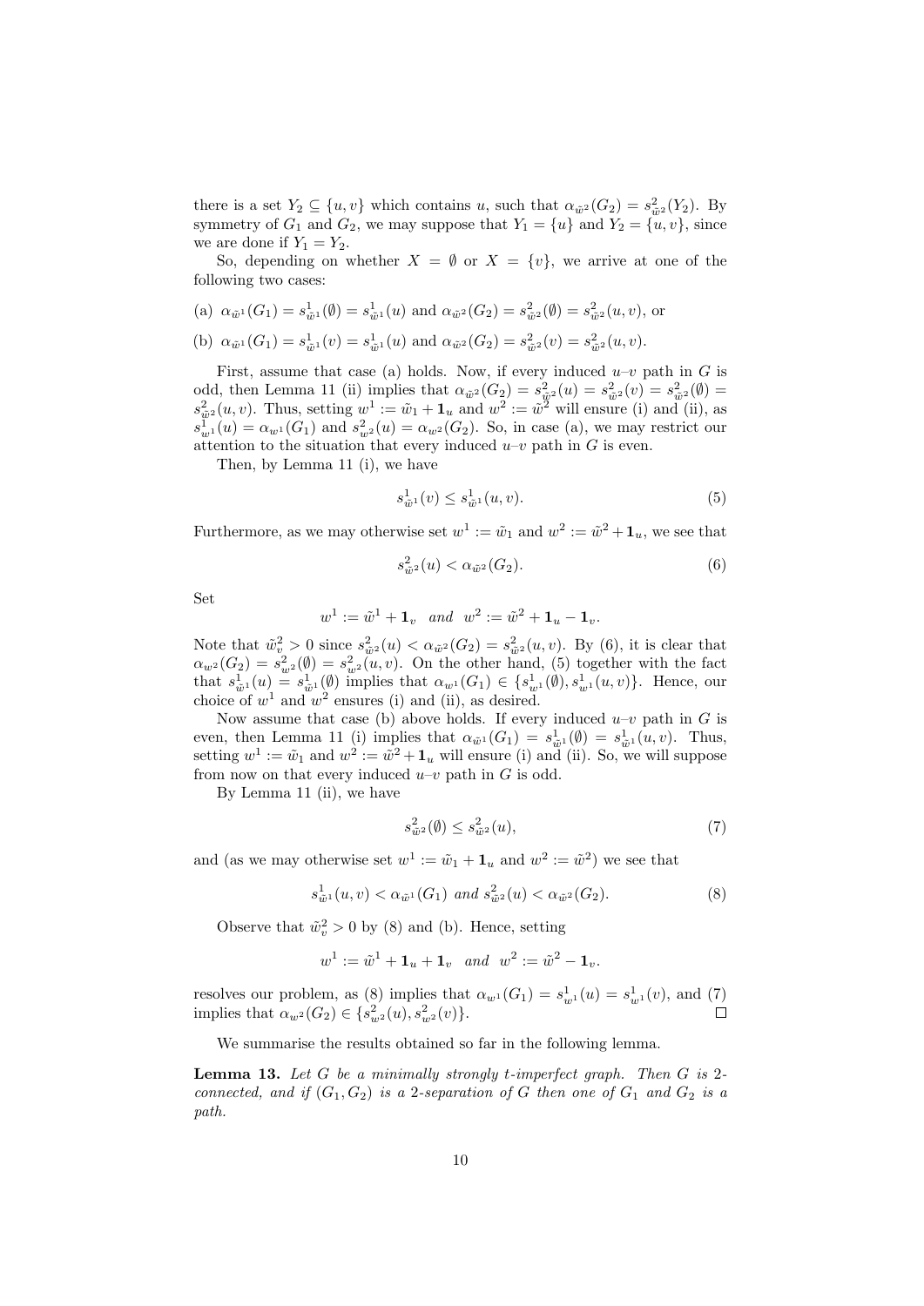there is a set $Y_2 \subseteq \{u, v\}$ which contains $u$, such that $\alpha_{\tilde{w}^2}(G_2) = s^2_{\tilde{w}^2}(Y_2)$. By symmetry of $G_1$ and $G_2$, we may suppose that $Y_1 = \{u\}$ and $Y_2 = \{u, v\}$, since we are done if $Y_1 = Y_2$.

So, depending on whether $X = \emptyset$ or $X = \{v\}$, we arrive at one of the following two cases:

(a) $\alpha_{\tilde{w}^1}(G_1) = s^1_{\tilde{w}^1}(\emptyset) = s^1_{\tilde{w}^1}(u)$ and $\alpha_{\tilde{w}^2}(G_2) = s^2_{\tilde{w}^2}(\emptyset) = s^2_{\tilde{w}^2}(u, v)$, or

(b) $\alpha_{\tilde{w}^1}(G_1) = s^1_{\tilde{w}^1}(v) = s^1_{\tilde{w}^1}(u)$ and $\alpha_{\tilde{w}^2}(G_2) = s^2_{\tilde{w}^2}(v) = s^2_{\tilde{w}^2}(u, v)$.

First, assume that case (a) holds. Now, if every induced $u$–$v$ path in $G$ is odd, then Lemma 11 (ii) implies that $\alpha_{\tilde{w}^2}(G_2) = s^2_{\tilde{w}^2}(u) = s^2_{\tilde{w}^2}(v) = s^2_{\tilde{w}^2}(\emptyset) = s^2_{\tilde{w}^2}(u, v)$. Thus, setting $w^1 := \tilde{w}_1 + \mathbf{1}_u$ and $w^2 := \tilde{w}^2$ will ensure (i) and (ii), as $s^1_{w^1}(u) = \alpha_{w^1}(G_1)$ and $s^2_{w^2}(u) = \alpha_{w^2}(G_2)$. So, in case (a), we may restrict our attention to the situation that every induced $u$–$v$ path in $G$ is even.

Then, by Lemma 11 (i), we have

$$s^1_{\tilde{w}^1}(v) \leq s^1_{\tilde{w}^1}(u, v). \tag{5}$$

Furthermore, as we may otherwise set $w^1 := \tilde{w}_1$ and $w^2 := \tilde{w}^2 + \mathbf{1}_u$, we see that

$$s^2_{\tilde{w}^2}(u) < \alpha_{\tilde{w}^2}(G_2). \tag{6}$$

Set

$$w^1 := \tilde{w}^1 + \mathbf{1}_v \quad and \quad w^2 := \tilde{w}^2 + \mathbf{1}_u - \mathbf{1}_v.$$

Note that $\tilde{w}^2_v > 0$ since $s^2_{\tilde{w}^2}(u) < \alpha_{\tilde{w}^2}(G_2) = s^2_{\tilde{w}^2}(u, v)$. By (6), it is clear that $\alpha_{w^2}(G_2) = s^2_{w^2}(\emptyset) = s^2_{w^2}(u, v)$. On the other hand, (5) together with the fact that $s^1_{\tilde{w}^1}(u) = s^1_{\tilde{w}^1}(\emptyset)$ implies that $\alpha_{w^1}(G_1) \in \{s^1_{w^1}(\emptyset), s^1_{w^1}(u, v)\}$. Hence, our choice of $w^1$ and $w^2$ ensures (i) and (ii), as desired.

Now assume that case (b) above holds. If every induced $u$–$v$ path in $G$ is even, then Lemma 11 (i) implies that $\alpha_{\tilde{w}^1}(G_1) = s^1_{\tilde{w}^1}(\emptyset) = s^1_{\tilde{w}^1}(u, v)$. Thus, setting $w^1 := \tilde{w}_1$ and $w^2 := \tilde{w}^2 + \mathbf{1}_u$ will ensure (i) and (ii). So, we will suppose from now on that every induced $u$–$v$ path in $G$ is odd.

By Lemma 11 (ii), we have

$$s^2_{\tilde{w}^2}(\emptyset) \leq s^2_{\tilde{w}^2}(u), \tag{7}$$

and (as we may otherwise set $w^1 := \tilde{w}_1 + \mathbf{1}_u$ and $w^2 := \tilde{w}^2$) we see that

$$s^1_{\tilde{w}^1}(u, v) < \alpha_{\tilde{w}^1}(G_1) \text{ and } s^2_{\tilde{w}^2}(u) < \alpha_{\tilde{w}^2}(G_2). \tag{8}$$

Observe that $\tilde{w}^2_v > 0$ by (8) and (b). Hence, setting

$$w^1 := \tilde{w}^1 + \mathbf{1}_u + \mathbf{1}_v \quad and \quad w^2 := \tilde{w}^2 - \mathbf{1}_v.$$

resolves our problem, as (8) implies that $\alpha_{w^1}(G_1) = s^1_{w^1}(u) = s^1_{w^1}(v)$, and (7) implies that $\alpha_{w^2}(G_2) \in \{s^2_{w^2}(u), s^2_{w^2}(v)\}$. $\square$

We summarise the results obtained so far in the following lemma.

**Lemma 13.** *Let $G$ be a minimally strongly t-imperfect graph. Then $G$ is 2-connected, and if $(G_1, G_2)$ is a 2-separation of $G$ then one of $G_1$ and $G_2$ is a path.*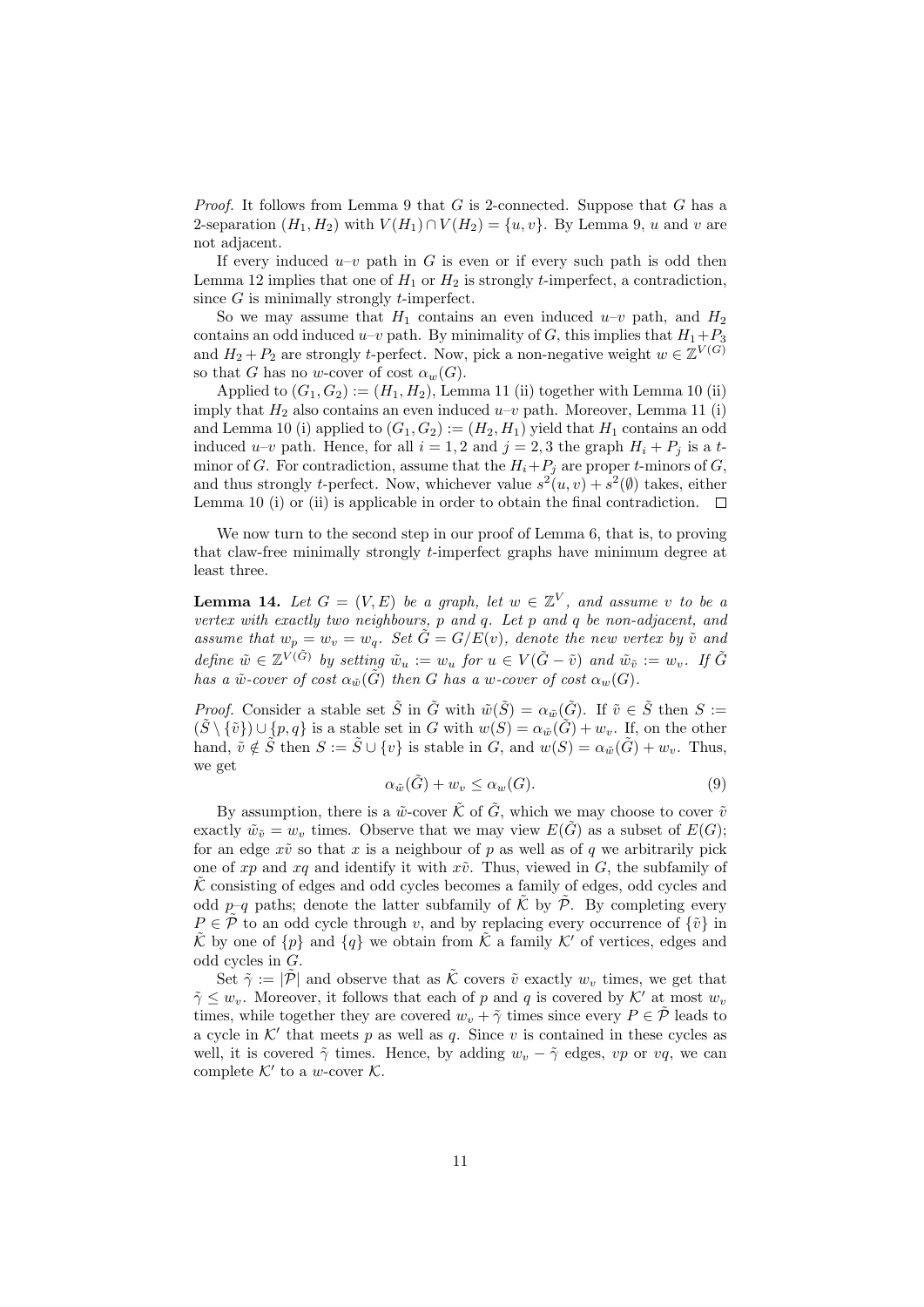*Proof.* It follows from Lemma 9 that $G$ is 2-connected. Suppose that $G$ has a 2-separation $(H_1, H_2)$ with $V(H_1) \cap V(H_2) = \{u, v\}$. By Lemma 9, $u$ and $v$ are not adjacent.

If every induced $u$–$v$ path in $G$ is even or if every such path is odd then Lemma 12 implies that one of $H_1$ or $H_2$ is strongly $t$-imperfect, a contradiction, since $G$ is minimally strongly $t$-imperfect.

So we may assume that $H_1$ contains an even induced $u$–$v$ path, and $H_2$ contains an odd induced $u$–$v$ path. By minimality of $G$, this implies that $H_1 + P_3$ and $H_2 + P_2$ are strongly $t$-perfect. Now, pick a non-negative weight $w \in \mathbb{Z}^{V(G)}$ so that $G$ has no $w$-cover of cost $\alpha_w(G)$.

Applied to $(G_1, G_2) := (H_1, H_2)$, Lemma 11 (ii) together with Lemma 10 (ii) imply that $H_2$ also contains an even induced $u$–$v$ path. Moreover, Lemma 11 (i) and Lemma 10 (i) applied to $(G_1, G_2) := (H_2, H_1)$ yield that $H_1$ contains an odd induced $u$–$v$ path. Hence, for all $i = 1, 2$ and $j = 2, 3$ the graph $H_i + P_j$ is a $t$-minor of $G$. For contradiction, assume that the $H_i + P_j$ are proper $t$-minors of $G$, and thus strongly $t$-perfect. Now, whichever value $s^2(u, v) + s^2(\emptyset)$ takes, either Lemma 10 (i) or (ii) is applicable in order to obtain the final contradiction. $\square$

We now turn to the second step in our proof of Lemma 6, that is, to proving that claw-free minimally strongly $t$-imperfect graphs have minimum degree at least three.

**Lemma 14.** *Let $G = (V, E)$ be a graph, let $w \in \mathbb{Z}^V$, and assume $v$ to be a vertex with exactly two neighbours, $p$ and $q$. Let $p$ and $q$ be non-adjacent, and assume that $w_p = w_v = w_q$. Set $\tilde{G} = G/E(v)$, denote the new vertex by $\tilde{v}$ and define $\tilde{w} \in \mathbb{Z}^{V(\tilde{G})}$ by setting $\tilde{w}_u := w_u$ for $u \in V(\tilde{G} - \tilde{v})$ and $\tilde{w}_{\tilde{v}} := w_v$. If $\tilde{G}$ has a $\tilde{w}$-cover of cost $\alpha_{\tilde{w}}(\tilde{G})$ then $G$ has a $w$-cover of cost $\alpha_w(G)$.*

*Proof.* Consider a stable set $\tilde{S}$ in $\tilde{G}$ with $\tilde{w}(\tilde{S}) = \alpha_{\tilde{w}}(\tilde{G})$. If $\tilde{v} \in \tilde{S}$ then $S := (\tilde{S} \setminus \{\tilde{v}\}) \cup \{p, q\}$ is a stable set in $G$ with $w(S) = \alpha_{\tilde{w}}(\tilde{G}) + w_v$. If, on the other hand, $\tilde{v} \notin \tilde{S}$ then $S := \tilde{S} \cup \{v\}$ is stable in $G$, and $w(S) = \alpha_{\tilde{w}}(\tilde{G}) + w_v$. Thus, we get

$$\alpha_{\tilde{w}}(\tilde{G}) + w_v \leq \alpha_w(G). \tag{9}$$

By assumption, there is a $\tilde{w}$-cover $\tilde{\mathcal{K}}$ of $\tilde{G}$, which we may choose to cover $\tilde{v}$ exactly $\tilde{w}_{\tilde{v}} = w_v$ times. Observe that we may view $E(\tilde{G})$ as a subset of $E(G)$; for an edge $x\tilde{v}$ so that $x$ is a neighbour of $p$ as well as of $q$ we arbitrarily pick one of $xp$ and $xq$ and identify it with $x\tilde{v}$. Thus, viewed in $G$, the subfamily of $\tilde{\mathcal{K}}$ consisting of edges and odd cycles becomes a family of edges, odd cycles and odd $p$–$q$ paths; denote the latter subfamily of $\tilde{\mathcal{K}}$ by $\tilde{\mathcal{P}}$. By completing every $P \in \tilde{\mathcal{P}}$ to an odd cycle through $v$, and by replacing every occurrence of $\{\tilde{v}\}$ in $\tilde{\mathcal{K}}$ by one of $\{p\}$ and $\{q\}$ we obtain from $\tilde{\mathcal{K}}$ a family $\mathcal{K}'$ of vertices, edges and odd cycles in $G$.

Set $\tilde{\gamma} := |\tilde{\mathcal{P}}|$ and observe that as $\tilde{\mathcal{K}}$ covers $\tilde{v}$ exactly $w_v$ times, we get that $\tilde{\gamma} \leq w_v$. Moreover, it follows that each of $p$ and $q$ is covered by $\mathcal{K}'$ at most $w_v$ times, while together they are covered $w_v + \tilde{\gamma}$ times since every $P \in \tilde{\mathcal{P}}$ leads to a cycle in $\mathcal{K}'$ that meets $p$ as well as $q$. Since $v$ is contained in these cycles as well, it is covered $\tilde{\gamma}$ times. Hence, by adding $w_v - \tilde{\gamma}$ edges, $vp$ or $vq$, we can complete $\mathcal{K}'$ to a $w$-cover $\mathcal{K}$.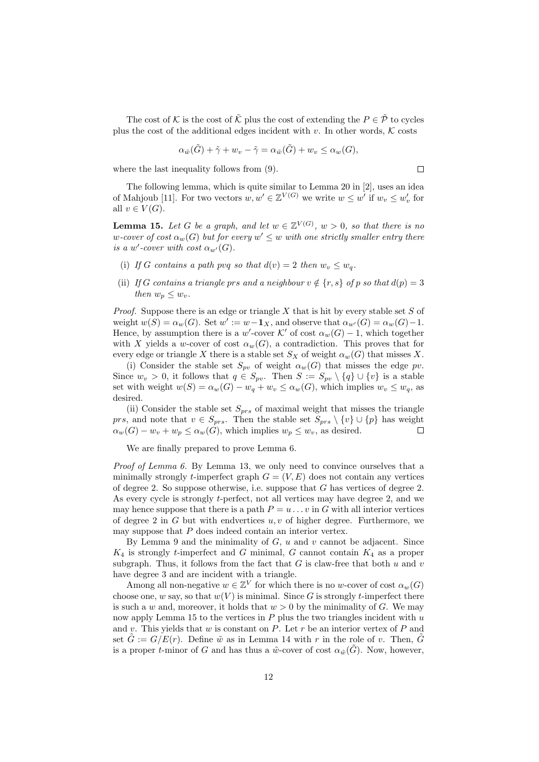The cost of $\mathcal{K}$ is the cost of $\tilde{\mathcal{K}}$ plus the cost of extending the $P \in \tilde{\mathcal{P}}$ to cycles plus the cost of the additional edges incident with $v$. In other words, $\mathcal{K}$ costs

$$\alpha_{\tilde{w}}(\tilde{G}) + \tilde{\gamma} + w_v - \tilde{\gamma} = \alpha_{\tilde{w}}(\tilde{G}) + w_v \leq \alpha_w(G),$$

where the last inequality follows from (9). $\square$

The following lemma, which is quite similar to Lemma 20 in [2], uses an idea of Mahjoub [11]. For two vectors $w, w' \in \mathbb{Z}^{V(G)}$ we write $w \leq w'$ if $w_v \leq w'_v$ for all $v \in V(G)$.

**Lemma 15.** *Let $G$ be a graph, and let $w \in \mathbb{Z}^{V(G)}$, $w > 0$, so that there is no $w$-cover of cost $\alpha_w(G)$ but for every $w' \leq w$ with one strictly smaller entry there is a $w'$-cover with cost $\alpha_{w'}(G)$.*

(i) *If $G$ contains a path $pvq$ so that $d(v) = 2$ then $w_v \leq w_q$.*

(ii) *If $G$ contains a triangle $prs$ and a neighbour $v \notin \{r, s\}$ of $p$ so that $d(p) = 3$ then $w_p \leq w_v$.*

*Proof.* Suppose there is an edge or triangle $X$ that is hit by every stable set $S$ of weight $w(S) = \alpha_w(G)$. Set $w' := w - \mathbf{1}_X$, and observe that $\alpha_{w'}(G) = \alpha_w(G) - 1$. Hence, by assumption there is a $w'$-cover $\mathcal{K}'$ of cost $\alpha_w(G) - 1$, which together with $X$ yields a $w$-cover of cost $\alpha_w(G)$, a contradiction. This proves that for every edge or triangle $X$ there is a stable set $S_X$ of weight $\alpha_w(G)$ that misses $X$.

(i) Consider the stable set $S_{pv}$ of weight $\alpha_w(G)$ that misses the edge $pv$. Since $w_v > 0$, it follows that $q \in S_{pv}$. Then $S := S_{pv} \setminus \{q\} \cup \{v\}$ is a stable set with weight $w(S) = \alpha_w(G) - w_q + w_v \leq \alpha_w(G)$, which implies $w_v \leq w_q$, as desired.

(ii) Consider the stable set $S_{prs}$ of maximal weight that misses the triangle $prs$, and note that $v \in S_{prs}$. Then the stable set $S_{prs} \setminus \{v\} \cup \{p\}$ has weight $\alpha_w(G) - w_v + w_p \leq \alpha_w(G)$, which implies $w_p \leq w_v$, as desired. $\square$

We are finally prepared to prove Lemma 6.

*Proof of Lemma 6.* By Lemma 13, we only need to convince ourselves that a minimally strongly $t$-imperfect graph $G = (V, E)$ does not contain any vertices of degree 2. So suppose otherwise, i.e. suppose that $G$ has vertices of degree 2. As every cycle is strongly $t$-perfect, not all vertices may have degree 2, and we may hence suppose that there is a path $P = u \ldots v$ in $G$ with all interior vertices of degree 2 in $G$ but with endvertices $u, v$ of higher degree. Furthermore, we may suppose that $P$ does indeed contain an interior vertex.

By Lemma 9 and the minimality of $G$, $u$ and $v$ cannot be adjacent. Since $K_4$ is strongly $t$-imperfect and $G$ minimal, $G$ cannot contain $K_4$ as a proper subgraph. Thus, it follows from the fact that $G$ is claw-free that both $u$ and $v$ have degree 3 and are incident with a triangle.

Among all non-negative $w \in \mathbb{Z}^V$ for which there is no $w$-cover of cost $\alpha_w(G)$ choose one, $w$ say, so that $w(V)$ is minimal. Since $G$ is strongly $t$-imperfect there is such a $w$ and, moreover, it holds that $w > 0$ by the minimality of $G$. We may now apply Lemma 15 to the vertices in $P$ plus the two triangles incident with $u$ and $v$. This yields that $w$ is constant on $P$. Let $r$ be an interior vertex of $P$ and set $\tilde{G} := G/E(r)$. Define $\tilde{w}$ as in Lemma 14 with $r$ in the role of $v$. Then, $\tilde{G}$ is a proper $t$-minor of $G$ and has thus a $\tilde{w}$-cover of cost $\alpha_{\tilde{w}}(\tilde{G})$. Now, however,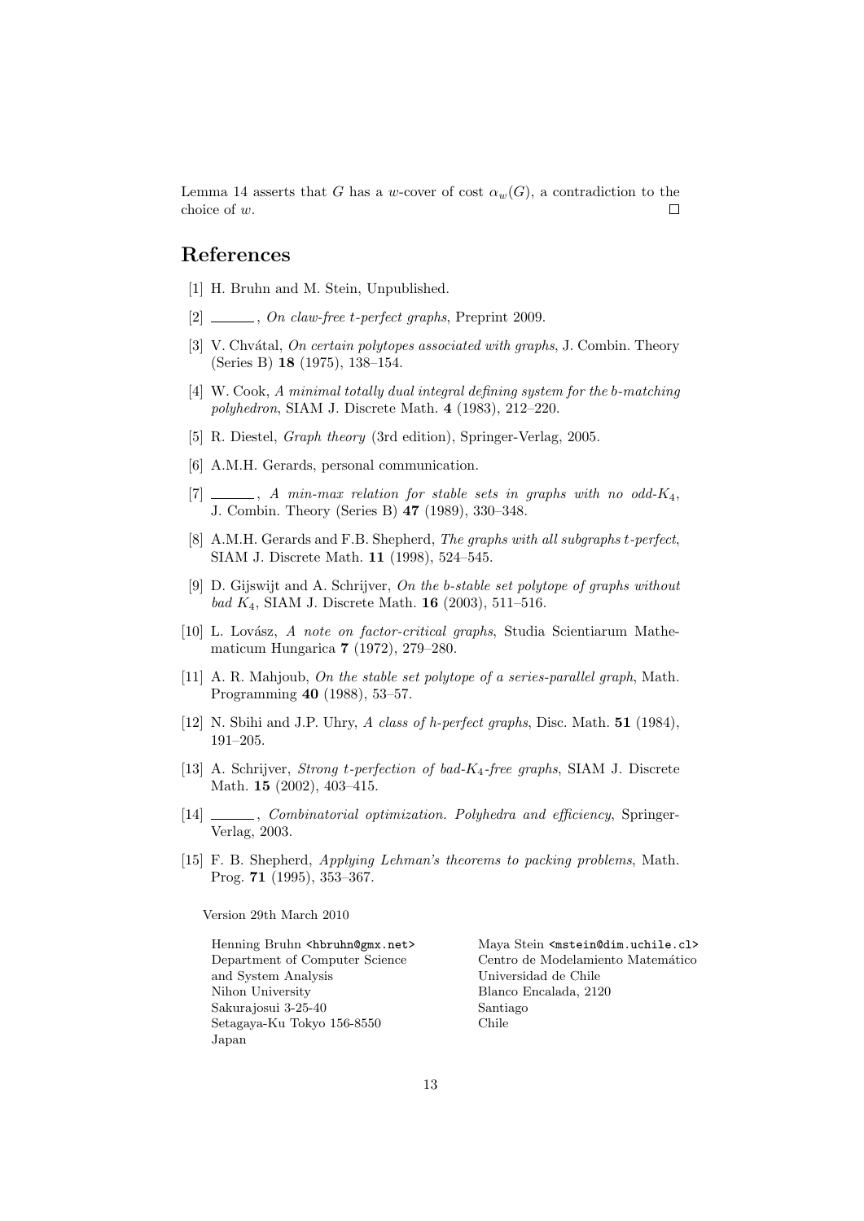Lemma 14 asserts that $G$ has a $w$-cover of cost $\alpha_w(G)$, a contradiction to the choice of $w$. □

## References

[1] H. Bruhn and M. Stein, Unpublished.

[2] ______, *On claw-free t-perfect graphs*, Preprint 2009.

[3] V. Chvátal, *On certain polytopes associated with graphs*, J. Combin. Theory (Series B) **18** (1975), 138–154.

[4] W. Cook, *A minimal totally dual integral defining system for the b-matching polyhedron*, SIAM J. Discrete Math. **4** (1983), 212–220.

[5] R. Diestel, *Graph theory* (3rd edition), Springer-Verlag, 2005.

[6] A.M.H. Gerards, personal communication.

[7] ______, *A min-max relation for stable sets in graphs with no odd-$K_4$*, J. Combin. Theory (Series B) **47** (1989), 330–348.

[8] A.M.H. Gerards and F.B. Shepherd, *The graphs with all subgraphs t-perfect*, SIAM J. Discrete Math. **11** (1998), 524–545.

[9] D. Gijswijt and A. Schrijver, *On the b-stable set polytope of graphs without bad $K_4$*, SIAM J. Discrete Math. **16** (2003), 511–516.

[10] L. Lovász, *A note on factor-critical graphs*, Studia Scientiarum Mathematicum Hungarica **7** (1972), 279–280.

[11] A. R. Mahjoub, *On the stable set polytope of a series-parallel graph*, Math. Programming **40** (1988), 53–57.

[12] N. Sbihi and J.P. Uhry, *A class of h-perfect graphs*, Disc. Math. **51** (1984), 191–205.

[13] A. Schrijver, *Strong t-perfection of bad-$K_4$-free graphs*, SIAM J. Discrete Math. **15** (2002), 403–415.

[14] ______, *Combinatorial optimization. Polyhedra and efficiency*, Springer-Verlag, 2003.

[15] F. B. Shepherd, *Applying Lehman's theorems to packing problems*, Math. Prog. **71** (1995), 353–367.

Version 29th March 2010

Henning Bruhn <hbruhn@gmx.net>
Department of Computer Science
and System Analysis
Nihon University
Sakurajosui 3-25-40
Setagaya-Ku Tokyo 156-8550
Japan

Maya Stein <mstein@dim.uchile.cl>
Centro de Modelamiento Matemático
Universidad de Chile
Blanco Encalada, 2120
Santiago
Chile